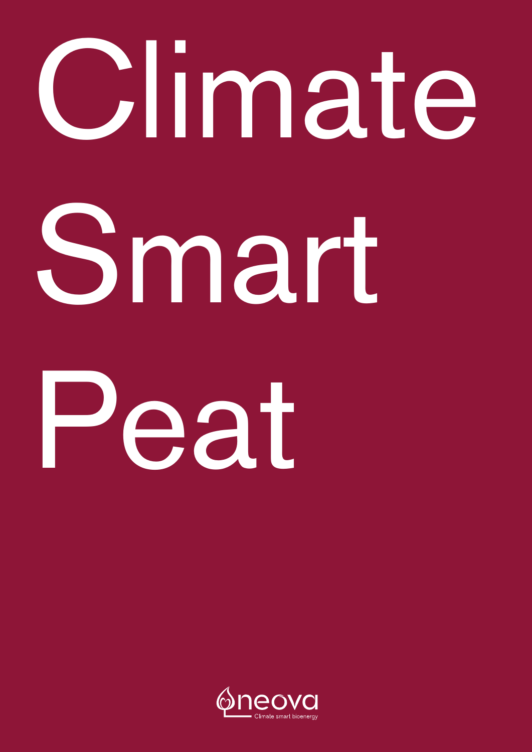# Climate Smart Peat

neova

Climate smart bioenergy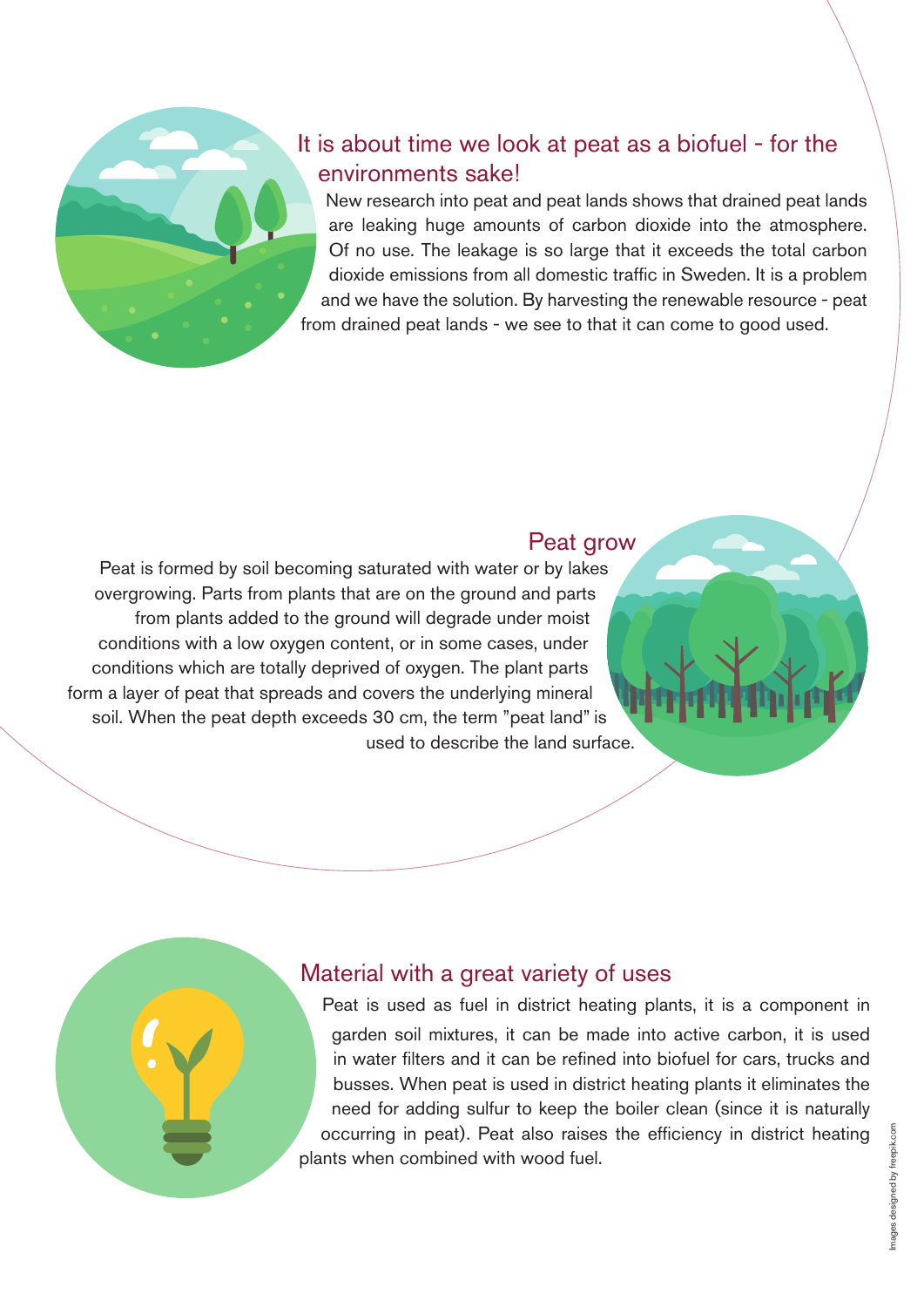## It is about time we look at peat as a biofuel - for the environments sake!

New research into peat and peat lands shows that drained peat lands are leaking huge amounts of carbon dioxide into the atmosphere. Of no use. The leakage is so large that it exceeds the total carbon dioxide emissions from all domestic traffic in Sweden. It is a problem and we have the solution. By harvesting the renewable resource - peat from drained peat lands - we see to that it can come to good used.

## Peat grow

Peat is formed by soil becoming saturated with water or by lakes overgrowing. Parts from plants that are on the ground and parts from plants added to the ground will degrade under moist conditions with a low oxygen content, or in some cases, under conditions which are totally deprived of oxygen. The plant parts form a layer of peat that spreads and covers the underlying mineral soil. When the peat depth exceeds 30 cm, the term "peat land" is used to describe the land surface.

## Material with a great variety of uses

Peat is used as fuel in district heating plants, it is a component in garden soil mixtures, it can be made into active carbon, it is used in water filters and it can be refined into biofuel for cars, trucks and busses. When peat is used in district heating plants it eliminates the need for adding sulfur to keep the boiler clean (since it is naturally occurring in peat). Peat also raises the efficiency in district heating plants when combined with wood fuel.

Images designed by freepik.com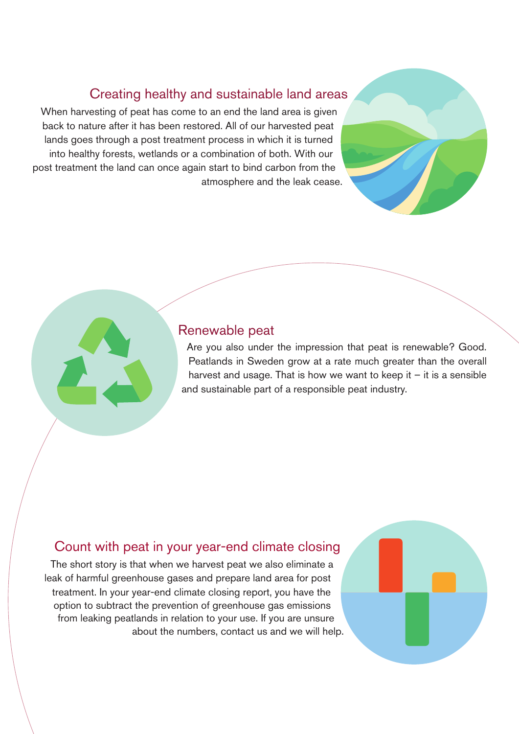## Creating healthy and sustainable land areas

When harvesting of peat has come to an end the land area is given back to nature after it has been restored. All of our harvested peat lands goes through a post treatment process in which it is turned into healthy forests, wetlands or a combination of both. With our post treatment the land can once again start to bind carbon from the atmosphere and the leak cease.

## Renewable peat

Are you also under the impression that peat is renewable? Good. Peatlands in Sweden grow at a rate much greater than the overall harvest and usage. That is how we want to keep it – it is a sensible and sustainable part of a responsible peat industry.

## Count with peat in your year-end climate closing

The short story is that when we harvest peat we also eliminate a leak of harmful greenhouse gases and prepare land area for post treatment. In your year-end climate closing report, you have the option to subtract the prevention of greenhouse gas emissions from leaking peatlands in relation to your use. If you are unsure about the numbers, contact us and we will help.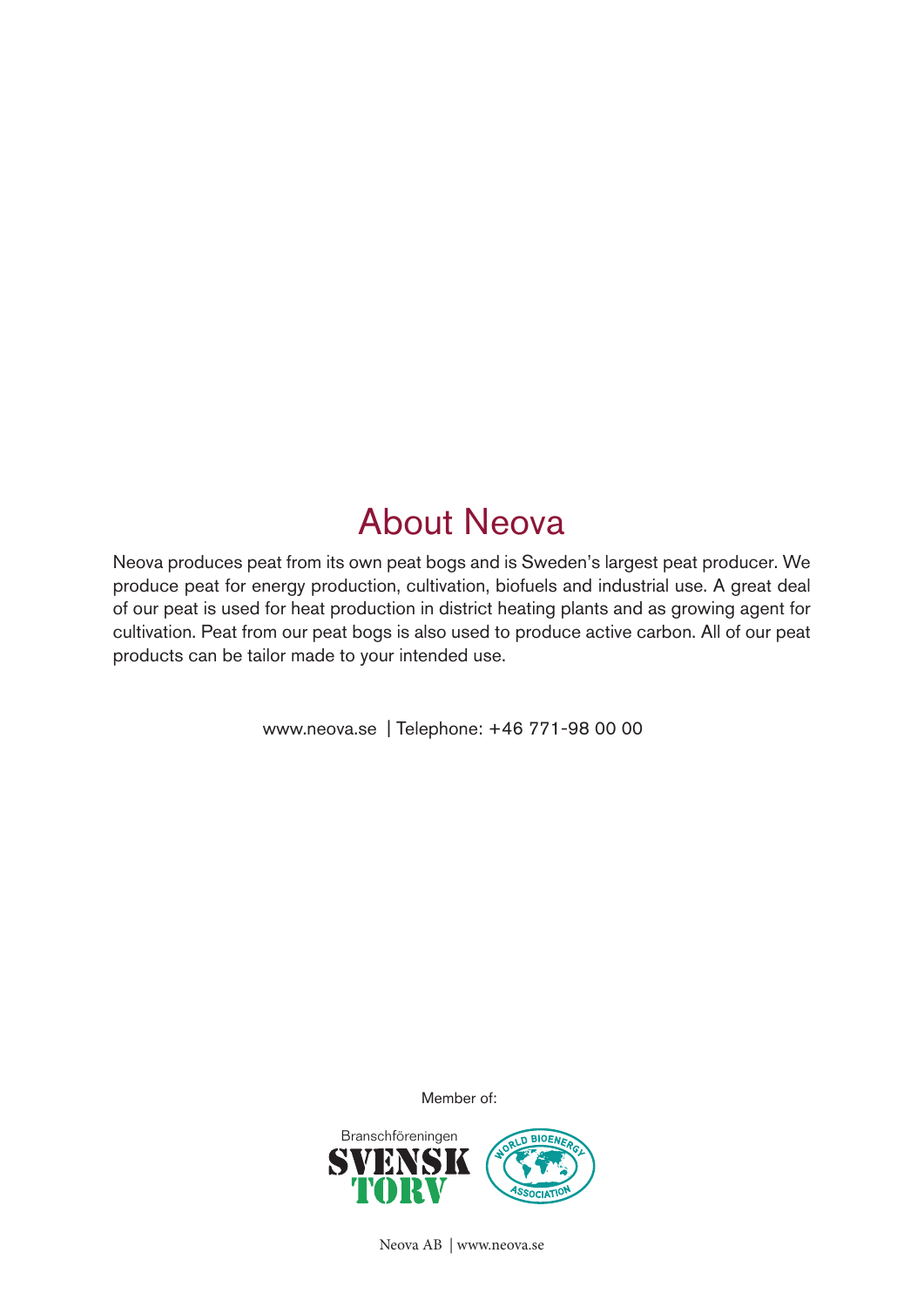# About Neova

Neova produces peat from its own peat bogs and is Sweden's largest peat producer. We produce peat for energy production, cultivation, biofuels and industrial use. A great deal of our peat is used for heat production in district heating plants and as growing agent for cultivation. Peat from our peat bogs is also used to produce active carbon. All of our peat products can be tailor made to your intended use.

www.neova.se | Telephone: +46 771-98 00 00

Member of:

Branschföreningen SVENSK TORV

WORLD BIOENERGY ASSOCIATION

Neova AB | www.neova.se